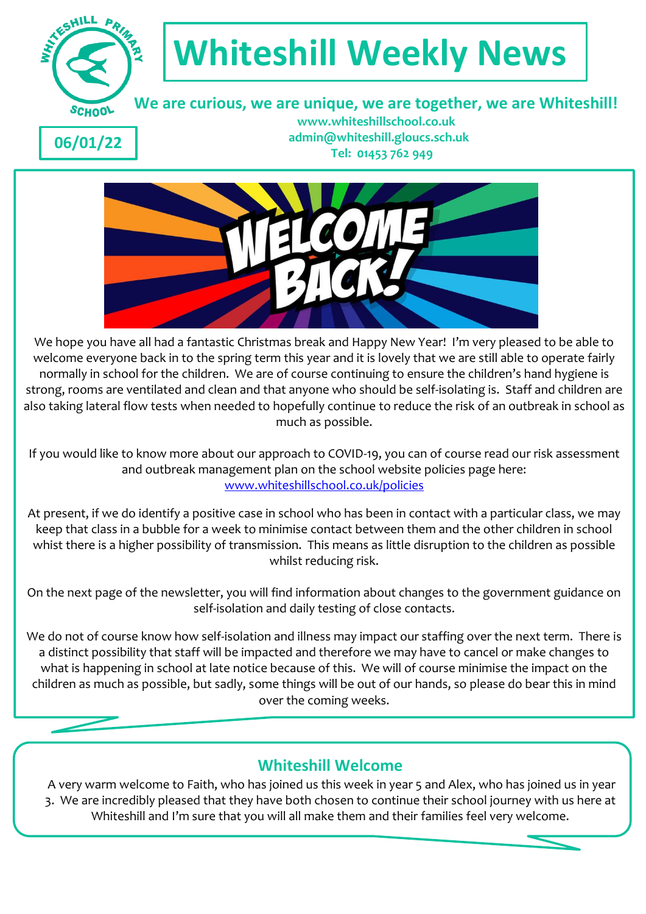# Whiteshill Weekly News

**We are curious, we are unique, we are together, we are Whiteshill!**

**www.whiteshillschool.co.uk**
**admin@whiteshill.gloucs.sch.uk**
**Tel: 01453 762 949**

**06/01/22**

We hope you have all had a fantastic Christmas break and Happy New Year! I'm very pleased to be able to welcome everyone back in to the spring term this year and it is lovely that we are still able to operate fairly normally in school for the children. We are of course continuing to ensure the children's hand hygiene is strong, rooms are ventilated and clean and that anyone who should be self-isolating is. Staff and children are also taking lateral flow tests when needed to hopefully continue to reduce the risk of an outbreak in school as much as possible.

If you would like to know more about our approach to COVID-19, you can of course read our risk assessment and outbreak management plan on the school website policies page here: www.whiteshillschool.co.uk/policies

At present, if we do identify a positive case in school who has been in contact with a particular class, we may keep that class in a bubble for a week to minimise contact between them and the other children in school whist there is a higher possibility of transmission. This means as little disruption to the children as possible whilst reducing risk.

On the next page of the newsletter, you will find information about changes to the government guidance on self-isolation and daily testing of close contacts.

We do not of course know how self-isolation and illness may impact our staffing over the next term. There is a distinct possibility that staff will be impacted and therefore we may have to cancel or make changes to what is happening in school at late notice because of this. We will of course minimise the impact on the children as much as possible, but sadly, some things will be out of our hands, so please do bear this in mind over the coming weeks.

## Whiteshill Welcome

A very warm welcome to Faith, who has joined us this week in year 5 and Alex, who has joined us in year 3. We are incredibly pleased that they have both chosen to continue their school journey with us here at Whiteshill and I'm sure that you will all make them and their families feel very welcome.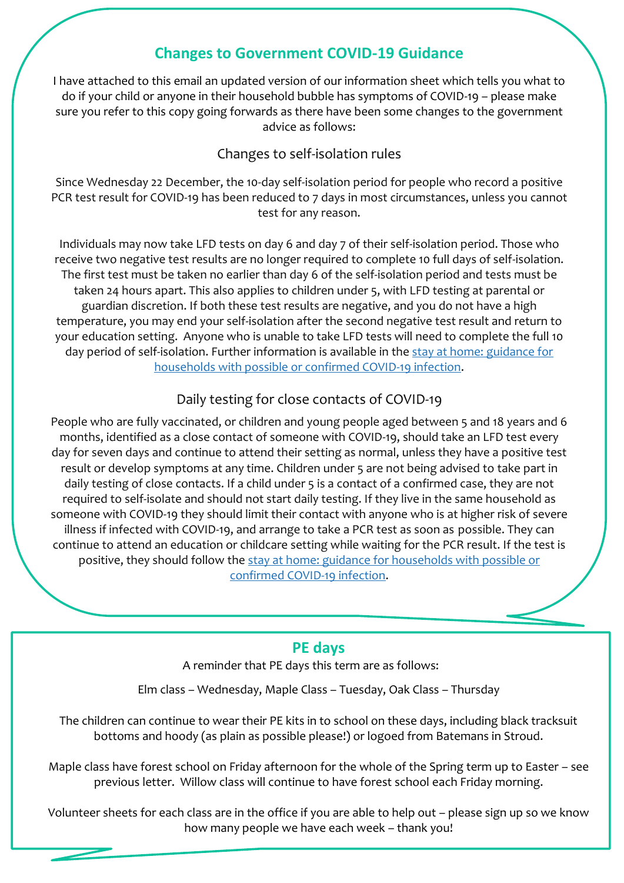## Changes to Government COVID-19 Guidance

I have attached to this email an updated version of our information sheet which tells you what to do if your child or anyone in their household bubble has symptoms of COVID-19 – please make sure you refer to this copy going forwards as there have been some changes to the government advice as follows:

### Changes to self-isolation rules

Since Wednesday 22 December, the 10-day self-isolation period for people who record a positive PCR test result for COVID-19 has been reduced to 7 days in most circumstances, unless you cannot test for any reason.

Individuals may now take LFD tests on day 6 and day 7 of their self-isolation period. Those who receive two negative test results are no longer required to complete 10 full days of self-isolation. The first test must be taken no earlier than day 6 of the self-isolation period and tests must be taken 24 hours apart. This also applies to children under 5, with LFD testing at parental or guardian discretion. If both these test results are negative, and you do not have a high temperature, you may end your self-isolation after the second negative test result and return to your education setting. Anyone who is unable to take LFD tests will need to complete the full 10 day period of self-isolation. Further information is available in the stay at home: guidance for households with possible or confirmed COVID-19 infection.

### Daily testing for close contacts of COVID-19

People who are fully vaccinated, or children and young people aged between 5 and 18 years and 6 months, identified as a close contact of someone with COVID-19, should take an LFD test every day for seven days and continue to attend their setting as normal, unless they have a positive test result or develop symptoms at any time. Children under 5 are not being advised to take part in daily testing of close contacts. If a child under 5 is a contact of a confirmed case, they are not required to self-isolate and should not start daily testing. If they live in the same household as someone with COVID-19 they should limit their contact with anyone who is at higher risk of severe illness if infected with COVID-19, and arrange to take a PCR test as soon as possible. They can continue to attend an education or childcare setting while waiting for the PCR result. If the test is positive, they should follow the stay at home: guidance for households with possible or confirmed COVID-19 infection.

## PE days

A reminder that PE days this term are as follows:

Elm class – Wednesday, Maple Class – Tuesday, Oak Class – Thursday

The children can continue to wear their PE kits in to school on these days, including black tracksuit bottoms and hoody (as plain as possible please!) or logoed from Batemans in Stroud.

Maple class have forest school on Friday afternoon for the whole of the Spring term up to Easter – see previous letter. Willow class will continue to have forest school each Friday morning.

Volunteer sheets for each class are in the office if you are able to help out – please sign up so we know how many people we have each week – thank you!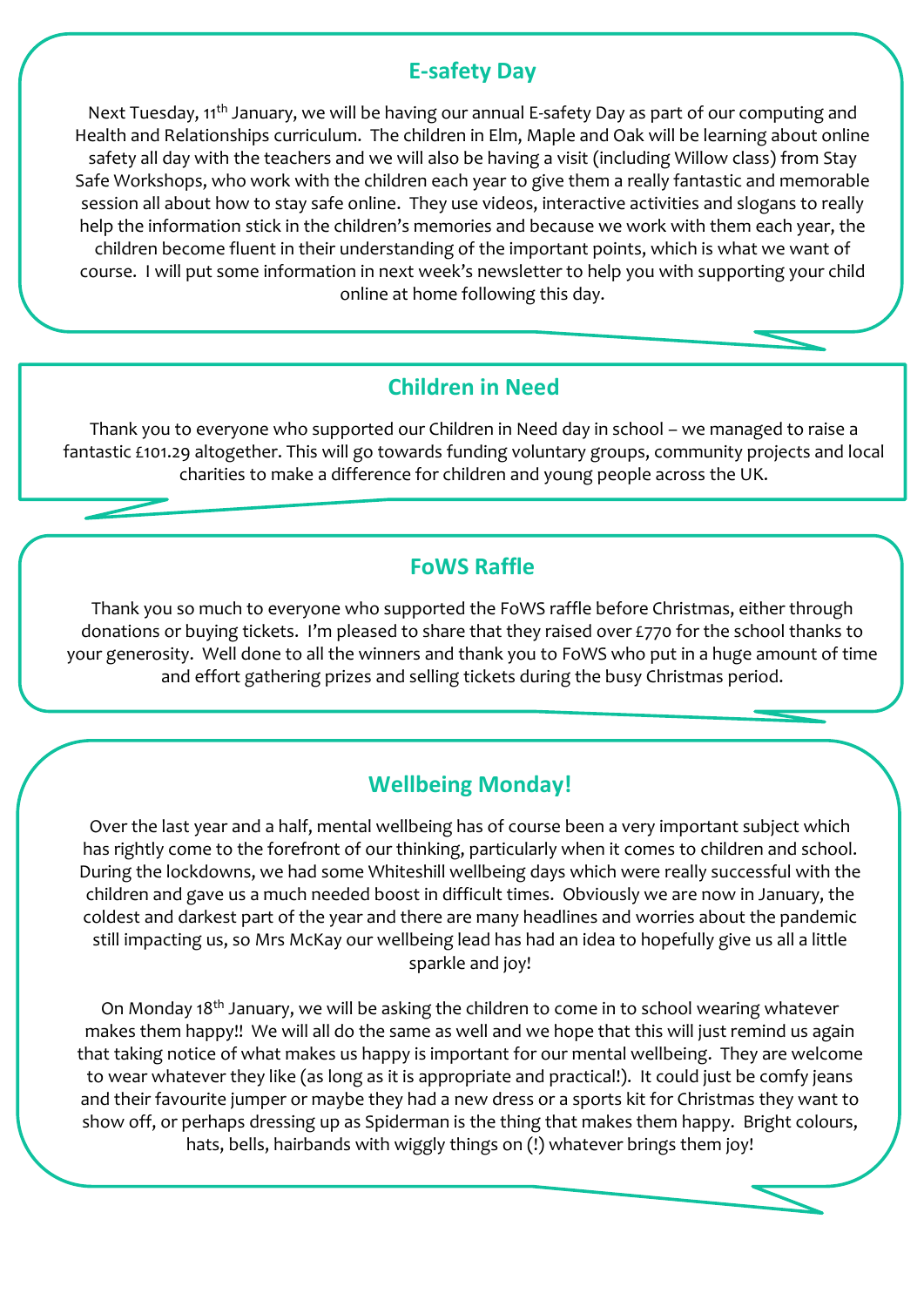## E-safety Day

Next Tuesday, 11th January, we will be having our annual E-safety Day as part of our computing and Health and Relationships curriculum. The children in Elm, Maple and Oak will be learning about online safety all day with the teachers and we will also be having a visit (including Willow class) from Stay Safe Workshops, who work with the children each year to give them a really fantastic and memorable session all about how to stay safe online. They use videos, interactive activities and slogans to really help the information stick in the children's memories and because we work with them each year, the children become fluent in their understanding of the important points, which is what we want of course. I will put some information in next week's newsletter to help you with supporting your child online at home following this day.

## Children in Need

Thank you to everyone who supported our Children in Need day in school – we managed to raise a fantastic £101.29 altogether. This will go towards funding voluntary groups, community projects and local charities to make a difference for children and young people across the UK.

## FoWS Raffle

Thank you so much to everyone who supported the FoWS raffle before Christmas, either through donations or buying tickets. I'm pleased to share that they raised over £770 for the school thanks to your generosity. Well done to all the winners and thank you to FoWS who put in a huge amount of time and effort gathering prizes and selling tickets during the busy Christmas period.

## Wellbeing Monday!

Over the last year and a half, mental wellbeing has of course been a very important subject which has rightly come to the forefront of our thinking, particularly when it comes to children and school. During the lockdowns, we had some Whiteshill wellbeing days which were really successful with the children and gave us a much needed boost in difficult times. Obviously we are now in January, the coldest and darkest part of the year and there are many headlines and worries about the pandemic still impacting us, so Mrs McKay our wellbeing lead has had an idea to hopefully give us all a little sparkle and joy!

On Monday 18th January, we will be asking the children to come in to school wearing whatever makes them happy!! We will all do the same as well and we hope that this will just remind us again that taking notice of what makes us happy is important for our mental wellbeing. They are welcome to wear whatever they like (as long as it is appropriate and practical!). It could just be comfy jeans and their favourite jumper or maybe they had a new dress or a sports kit for Christmas they want to show off, or perhaps dressing up as Spiderman is the thing that makes them happy. Bright colours, hats, bells, hairbands with wiggly things on (!) whatever brings them joy!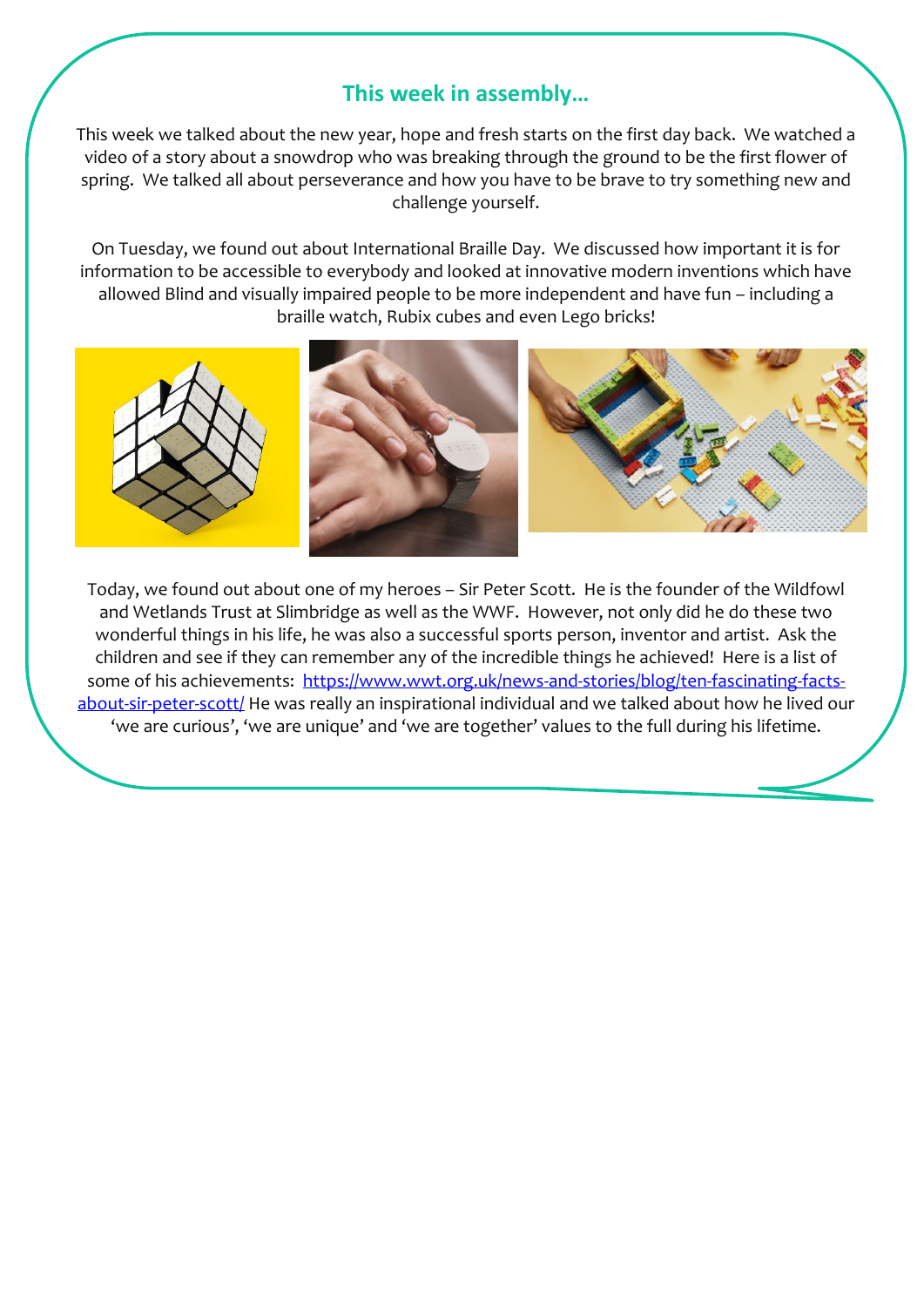## This week in assembly…

This week we talked about the new year, hope and fresh starts on the first day back. We watched a video of a story about a snowdrop who was breaking through the ground to be the first flower of spring. We talked all about perseverance and how you have to be brave to try something new and challenge yourself.

On Tuesday, we found out about International Braille Day. We discussed how important it is for information to be accessible to everybody and looked at innovative modern inventions which have allowed Blind and visually impaired people to be more independent and have fun – including a braille watch, Rubix cubes and even Lego bricks!

Today, we found out about one of my heroes – Sir Peter Scott. He is the founder of the Wildfowl and Wetlands Trust at Slimbridge as well as the WWF. However, not only did he do these two wonderful things in his life, he was also a successful sports person, inventor and artist. Ask the children and see if they can remember any of the incredible things he achieved! Here is a list of some of his achievements: [https://www.wwt.org.uk/news-and-stories/blog/ten-fascinating-facts-about-sir-peter-scott/](https://www.wwt.org.uk/news-and-stories/blog/ten-fascinating-facts-about-sir-peter-scott/) He was really an inspirational individual and we talked about how he lived our 'we are curious', 'we are unique' and 'we are together' values to the full during his lifetime.